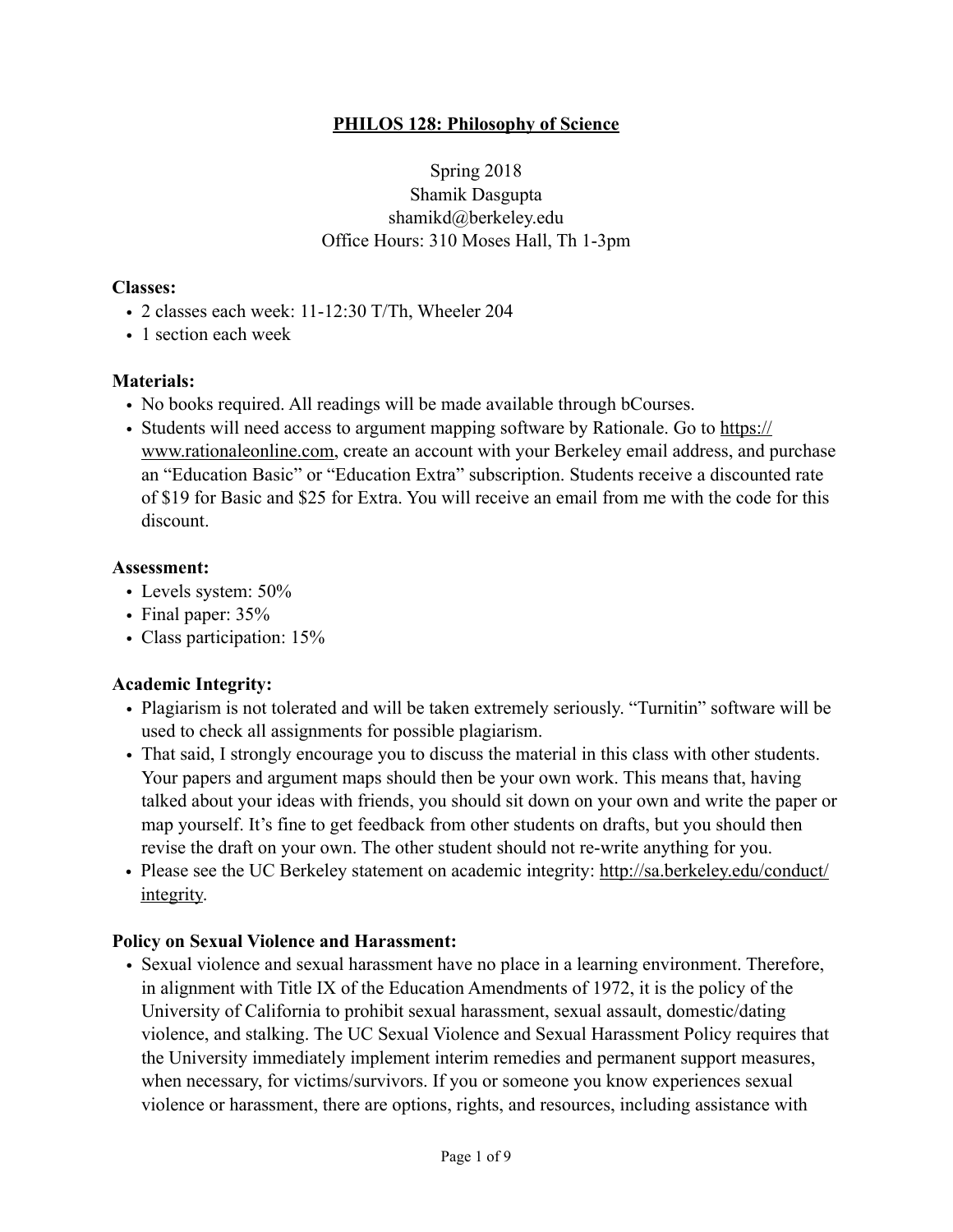# PHILOS 128: Philosophy of Science

Spring 2018
Shamik Dasgupta
shamikd@berkeley.edu
Office Hours: 310 Moses Hall, Th 1-3pm

**Classes:**

- 2 classes each week: 11-12:30 T/Th, Wheeler 204
- 1 section each week

**Materials:**

- No books required. All readings will be made available through bCourses.
- Students will need access to argument mapping software by Rationale. Go to https://www.rationaleonline.com, create an account with your Berkeley email address, and purchase an "Education Basic" or "Education Extra" subscription. Students receive a discounted rate of $19 for Basic and $25 for Extra. You will receive an email from me with the code for this discount.

**Assessment:**

- Levels system: 50%
- Final paper: 35%
- Class participation: 15%

**Academic Integrity:**

- Plagiarism is not tolerated and will be taken extremely seriously. "Turnitin" software will be used to check all assignments for possible plagiarism.
- That said, I strongly encourage you to discuss the material in this class with other students. Your papers and argument maps should then be your own work. This means that, having talked about your ideas with friends, you should sit down on your own and write the paper or map yourself. It's fine to get feedback from other students on drafts, but you should then revise the draft on your own. The other student should not re-write anything for you.
- Please see the UC Berkeley statement on academic integrity: http://sa.berkeley.edu/conduct/integrity.

**Policy on Sexual Violence and Harassment:**

- Sexual violence and sexual harassment have no place in a learning environment. Therefore, in alignment with Title IX of the Education Amendments of 1972, it is the policy of the University of California to prohibit sexual harassment, sexual assault, domestic/dating violence, and stalking. The UC Sexual Violence and Sexual Harassment Policy requires that the University immediately implement interim remedies and permanent support measures, when necessary, for victims/survivors. If you or someone you know experiences sexual violence or harassment, there are options, rights, and resources, including assistance with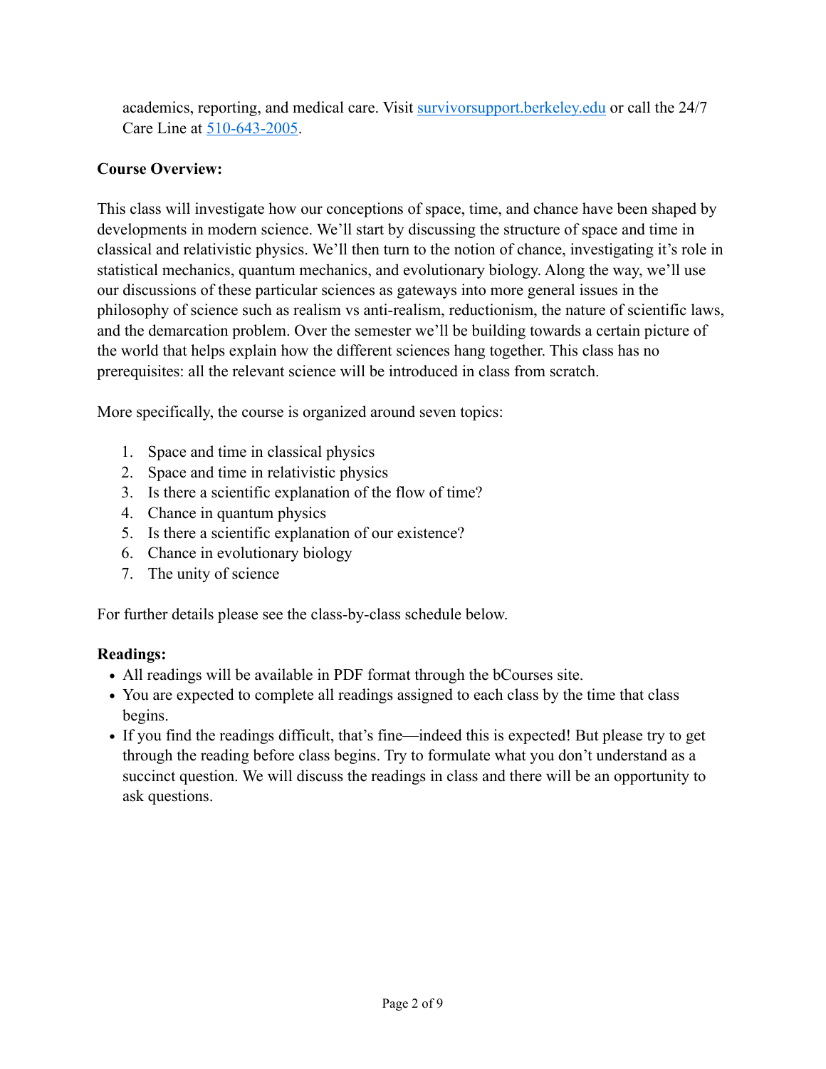academics, reporting, and medical care. Visit [survivorsupport.berkeley.edu](survivorsupport.berkeley.edu) or call the 24/7 Care Line at [510-643-2005](510-643-2005).

**Course Overview:**

This class will investigate how our conceptions of space, time, and chance have been shaped by developments in modern science. We'll start by discussing the structure of space and time in classical and relativistic physics. We'll then turn to the notion of chance, investigating it's role in statistical mechanics, quantum mechanics, and evolutionary biology. Along the way, we'll use our discussions of these particular sciences as gateways into more general issues in the philosophy of science such as realism vs anti-realism, reductionism, the nature of scientific laws, and the demarcation problem. Over the semester we'll be building towards a certain picture of the world that helps explain how the different sciences hang together. This class has no prerequisites: all the relevant science will be introduced in class from scratch.

More specifically, the course is organized around seven topics:

1. Space and time in classical physics
2. Space and time in relativistic physics
3. Is there a scientific explanation of the flow of time?
4. Chance in quantum physics
5. Is there a scientific explanation of our existence?
6. Chance in evolutionary biology
7. The unity of science

For further details please see the class-by-class schedule below.

**Readings:**

- All readings will be available in PDF format through the bCourses site.
- You are expected to complete all readings assigned to each class by the time that class begins.
- If you find the readings difficult, that's fine—indeed this is expected! But please try to get through the reading before class begins. Try to formulate what you don't understand as a succinct question. We will discuss the readings in class and there will be an opportunity to ask questions.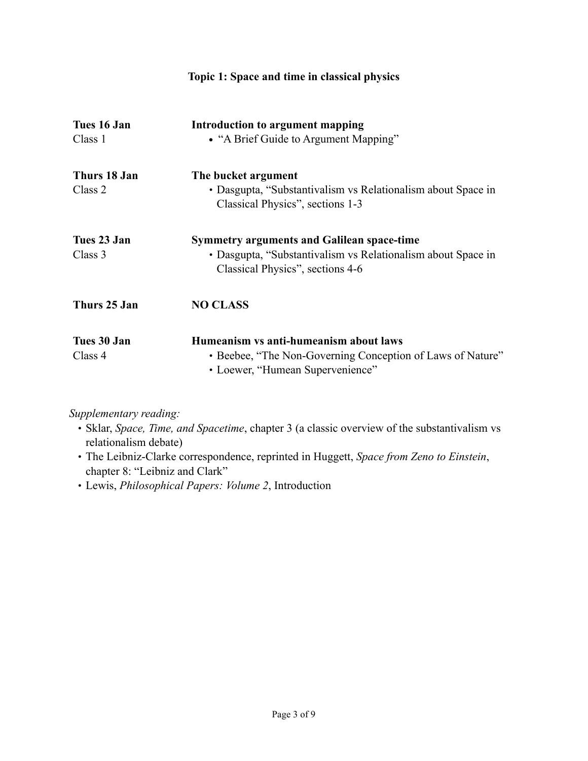## Topic 1: Space and time in classical physics

**Tues 16 Jan**
Class 1

**Introduction to argument mapping**

- "A Brief Guide to Argument Mapping"

**Thurs 18 Jan**
Class 2

**The bucket argument**

- Dasgupta, "Substantivalism vs Relationalism about Space in Classical Physics", sections 1-3

**Tues 23 Jan**
Class 3

**Symmetry arguments and Galilean space-time**

- Dasgupta, "Substantivalism vs Relationalism about Space in Classical Physics", sections 4-6

**Thurs 25 Jan**

**NO CLASS**

**Tues 30 Jan**
Class 4

**Humeanism vs anti-humeanism about laws**

- Beebee, "The Non-Governing Conception of Laws of Nature"
- Loewer, "Humean Supervenience"

*Supplementary reading:*

- Sklar, *Space, Time, and Spacetime*, chapter 3 (a classic overview of the substantivalism vs relationalism debate)
- The Leibniz-Clarke correspondence, reprinted in Huggett, *Space from Zeno to Einstein*, chapter 8: "Leibniz and Clark"
- Lewis, *Philosophical Papers: Volume 2*, Introduction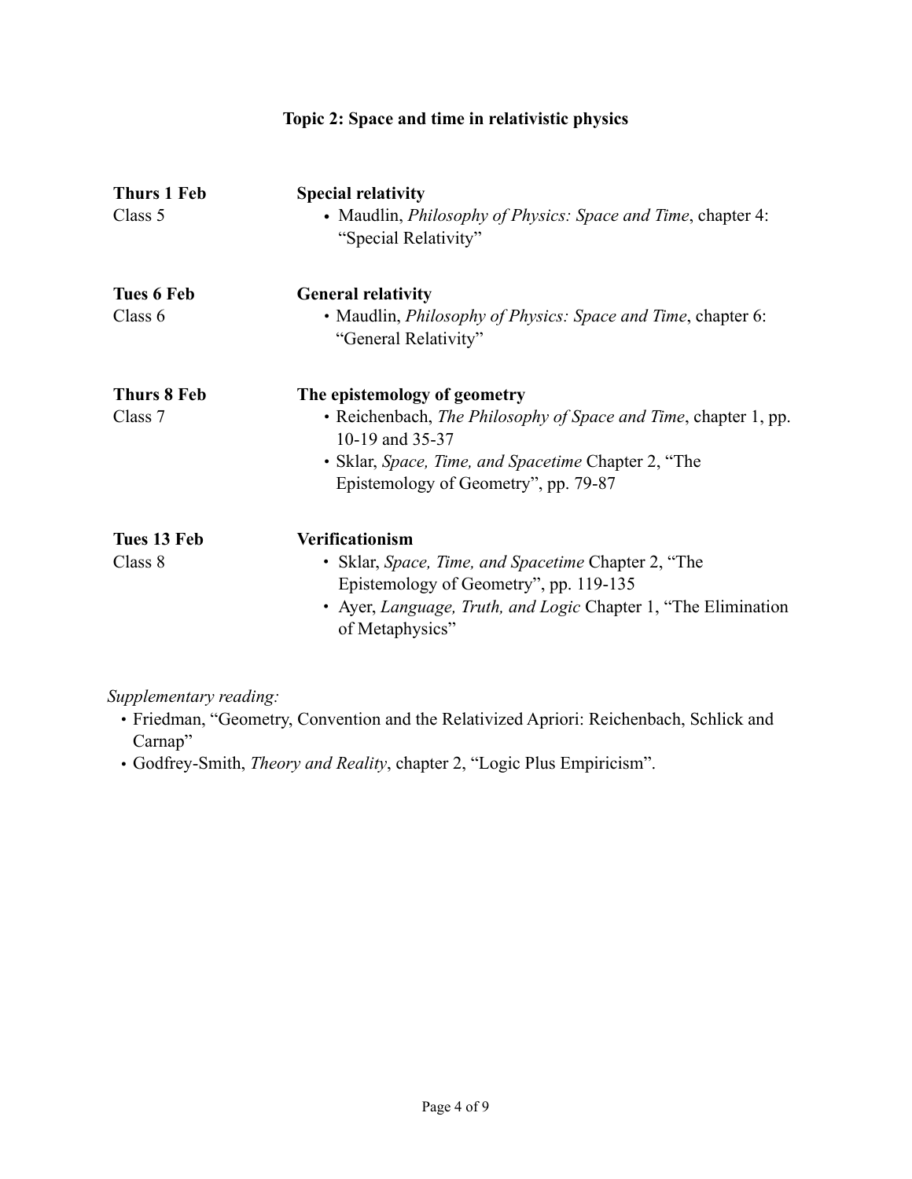## Topic 2: Space and time in relativistic physics

**Thurs 1 Feb**
Class 5

**Special relativity**

- Maudlin, *Philosophy of Physics: Space and Time*, chapter 4: "Special Relativity"

**Tues 6 Feb**
Class 6

**General relativity**

- Maudlin, *Philosophy of Physics: Space and Time*, chapter 6: "General Relativity"

**Thurs 8 Feb**
Class 7

**The epistemology of geometry**

- Reichenbach, *The Philosophy of Space and Time*, chapter 1, pp. 10-19 and 35-37
- Sklar, *Space, Time, and Spacetime* Chapter 2, "The Epistemology of Geometry", pp. 79-87

**Tues 13 Feb**
Class 8

**Verificationism**

- Sklar, *Space, Time, and Spacetime* Chapter 2, "The Epistemology of Geometry", pp. 119-135
- Ayer, *Language, Truth, and Logic* Chapter 1, "The Elimination of Metaphysics"

*Supplementary reading:*

- Friedman, "Geometry, Convention and the Relativized Apriori: Reichenbach, Schlick and Carnap"
- Godfrey-Smith, *Theory and Reality*, chapter 2, "Logic Plus Empiricism".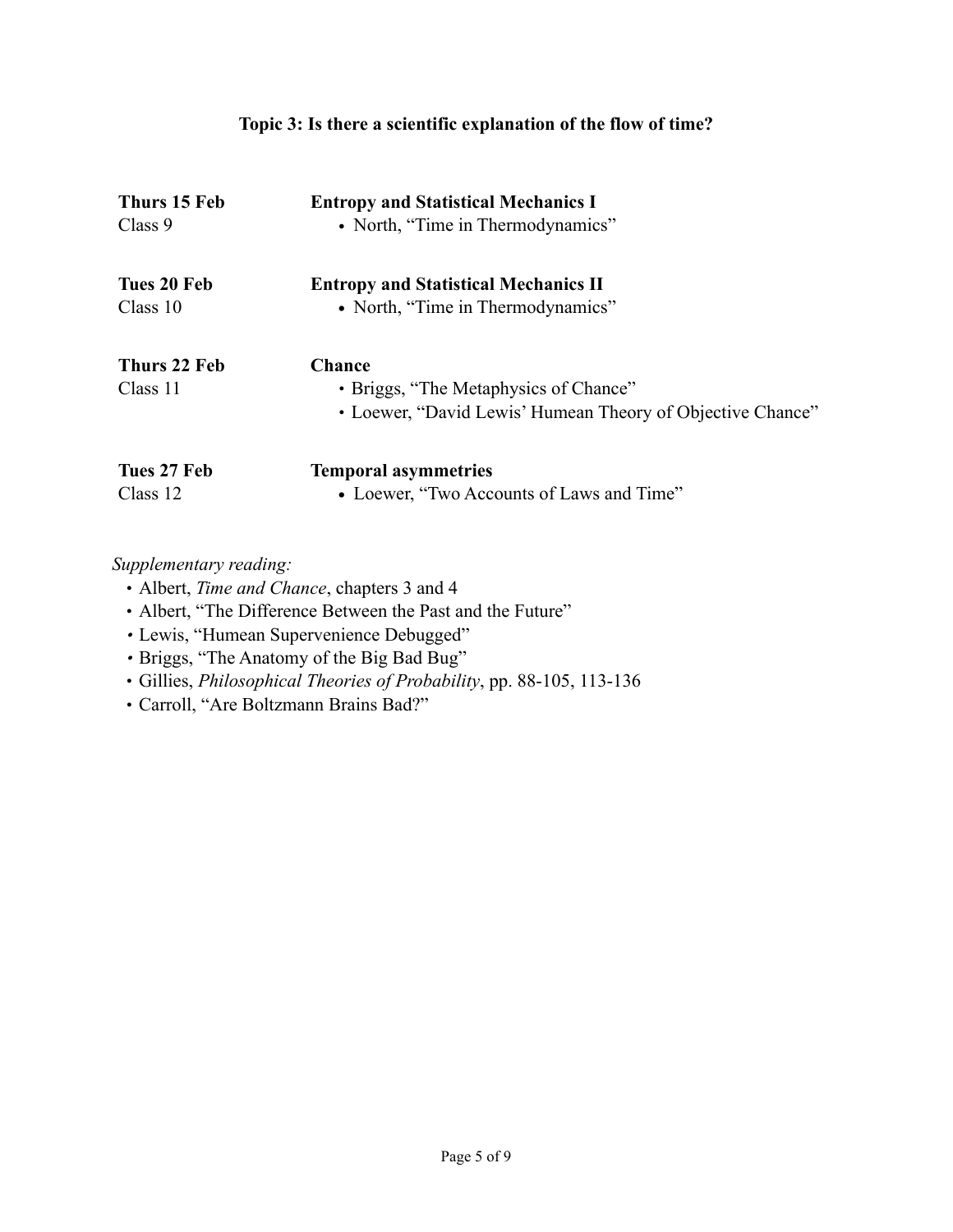### Topic 3: Is there a scientific explanation of the flow of time?

**Thurs 15 Feb**
Class 9

**Entropy and Statistical Mechanics I**

- North, "Time in Thermodynamics"

**Tues 20 Feb**
Class 10

**Entropy and Statistical Mechanics II**

- North, "Time in Thermodynamics"

**Thurs 22 Feb**
Class 11

**Chance**

- Briggs, "The Metaphysics of Chance"
- Loewer, "David Lewis' Humean Theory of Objective Chance"

**Tues 27 Feb**
Class 12

**Temporal asymmetries**

- Loewer, "Two Accounts of Laws and Time"

*Supplementary reading:*

- Albert, *Time and Chance*, chapters 3 and 4
- Albert, "The Difference Between the Past and the Future"
- Lewis, "Humean Supervenience Debugged"
- Briggs, "The Anatomy of the Big Bad Bug"
- Gillies, *Philosophical Theories of Probability*, pp. 88-105, 113-136
- Carroll, "Are Boltzmann Brains Bad?"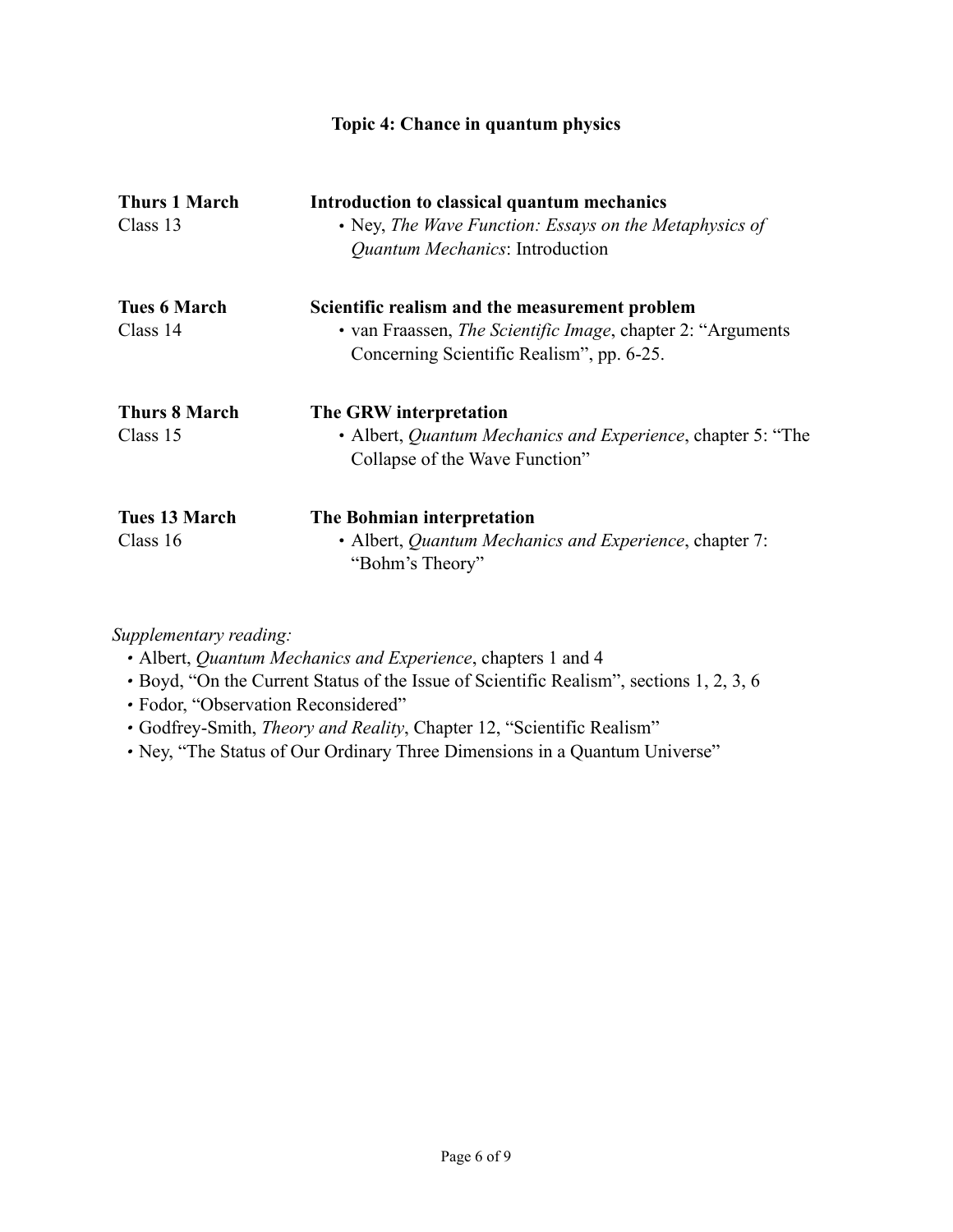### Topic 4: Chance in quantum physics

**Thurs 1 March**
Class 13

**Introduction to classical quantum mechanics**

- Ney, *The Wave Function: Essays on the Metaphysics of Quantum Mechanics*: Introduction

**Tues 6 March**
Class 14

**Scientific realism and the measurement problem**

- van Fraassen, *The Scientific Image*, chapter 2: "Arguments Concerning Scientific Realism", pp. 6-25.

**Thurs 8 March**
Class 15

**The GRW interpretation**

- Albert, *Quantum Mechanics and Experience*, chapter 5: "The Collapse of the Wave Function"

**Tues 13 March**
Class 16

**The Bohmian interpretation**

- Albert, *Quantum Mechanics and Experience*, chapter 7: "Bohm's Theory"

*Supplementary reading:*

- Albert, *Quantum Mechanics and Experience*, chapters 1 and 4
- Boyd, "On the Current Status of the Issue of Scientific Realism", sections 1, 2, 3, 6
- Fodor, "Observation Reconsidered"
- Godfrey-Smith, *Theory and Reality*, Chapter 12, "Scientific Realism"
- Ney, "The Status of Our Ordinary Three Dimensions in a Quantum Universe"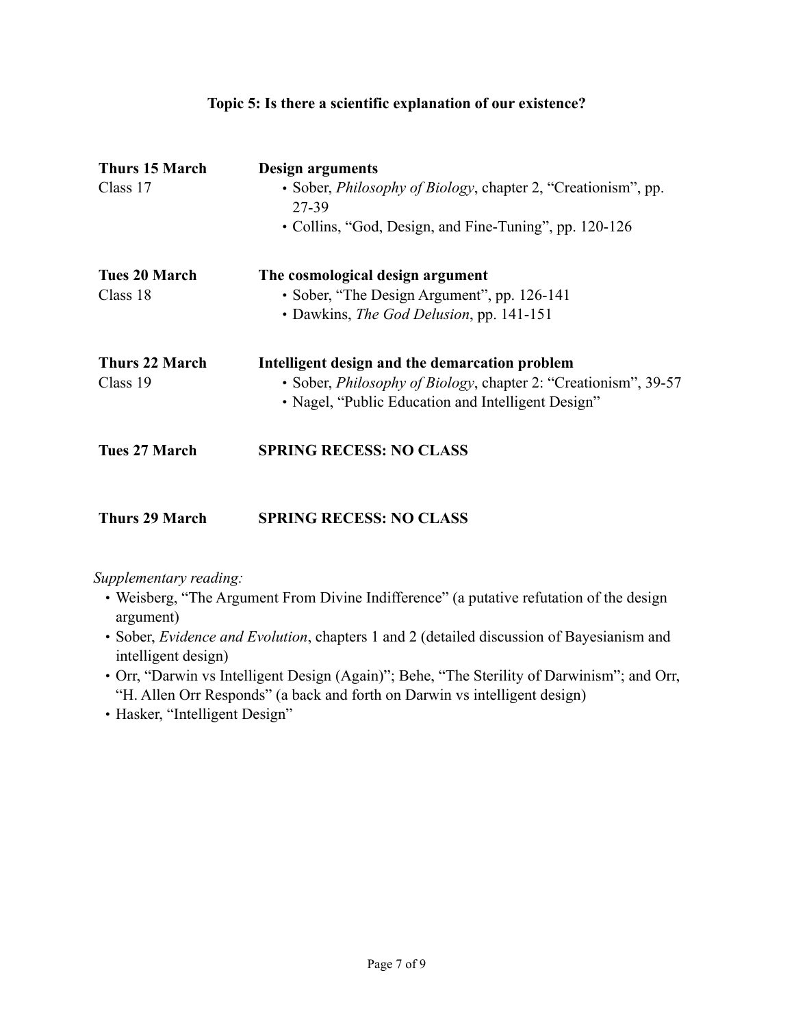**Topic 5: Is there a scientific explanation of our existence?**

**Thurs 15 March**
Class 17

**Design arguments**

- Sober, *Philosophy of Biology*, chapter 2, "Creationism", pp. 27-39
- Collins, "God, Design, and Fine-Tuning", pp. 120-126

**Tues 20 March**
Class 18

**The cosmological design argument**

- Sober, "The Design Argument", pp. 126-141
- Dawkins, *The God Delusion*, pp. 141-151

**Thurs 22 March**
Class 19

**Intelligent design and the demarcation problem**

- Sober, *Philosophy of Biology*, chapter 2: "Creationism", 39-57
- Nagel, "Public Education and Intelligent Design"

**Tues 27 March** **SPRING RECESS: NO CLASS**

**Thurs 29 March** **SPRING RECESS: NO CLASS**

*Supplementary reading:*

- Weisberg, "The Argument From Divine Indifference" (a putative refutation of the design argument)
- Sober, *Evidence and Evolution*, chapters 1 and 2 (detailed discussion of Bayesianism and intelligent design)
- Orr, "Darwin vs Intelligent Design (Again)"; Behe, "The Sterility of Darwinism"; and Orr, "H. Allen Orr Responds" (a back and forth on Darwin vs intelligent design)
- Hasker, "Intelligent Design"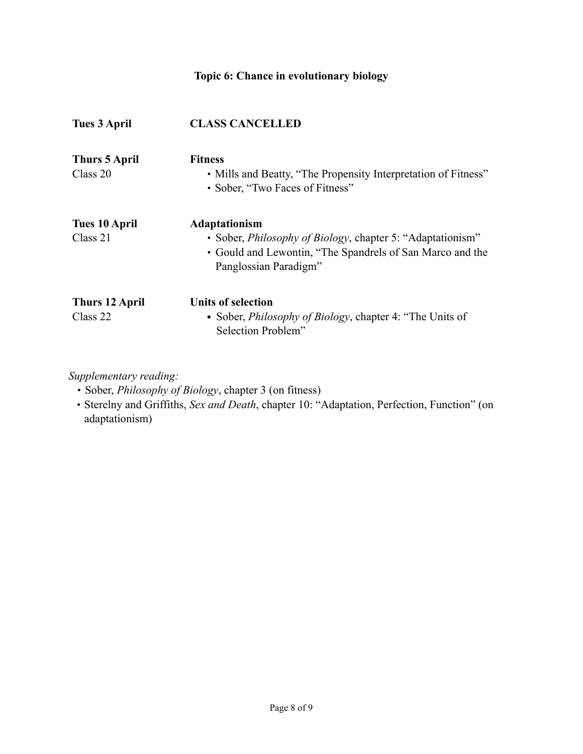## Topic 6: Chance in evolutionary biology

**Tues 3 April** — **CLASS CANCELLED**

**Thurs 5 April**
Class 20

**Fitness**

- Mills and Beatty, "The Propensity Interpretation of Fitness"
- Sober, "Two Faces of Fitness"

**Tues 10 April**
Class 21

**Adaptationism**

- Sober, *Philosophy of Biology*, chapter 5: "Adaptationism"
- Gould and Lewontin, "The Spandrels of San Marco and the Panglossian Paradigm"

**Thurs 12 April**
Class 22

**Units of selection**

- Sober, *Philosophy of Biology*, chapter 4: "The Units of Selection Problem"

*Supplementary reading:*

- Sober, *Philosophy of Biology*, chapter 3 (on fitness)
- Sterelny and Griffiths, *Sex and Death*, chapter 10: "Adaptation, Perfection, Function" (on adaptationism)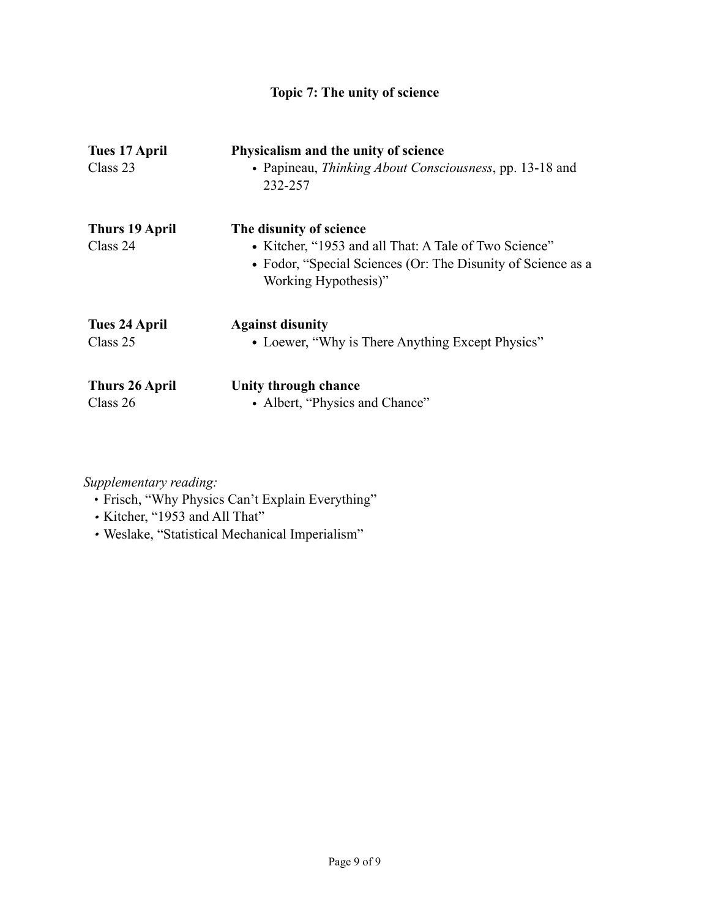## Topic 7: The unity of science

**Tues 17 April**
Class 23

**Physicalism and the unity of science**

- Papineau, *Thinking About Consciousness*, pp. 13-18 and 232-257

**Thurs 19 April**
Class 24

**The disunity of science**

- Kitcher, "1953 and all That: A Tale of Two Science"
- Fodor, "Special Sciences (Or: The Disunity of Science as a Working Hypothesis)"

**Tues 24 April**
Class 25

**Against disunity**

- Loewer, "Why is There Anything Except Physics"

**Thurs 26 April**
Class 26

**Unity through chance**

- Albert, "Physics and Chance"

*Supplementary reading:*

- Frisch, "Why Physics Can't Explain Everything"
- Kitcher, "1953 and All That"
- Weslake, "Statistical Mechanical Imperialism"